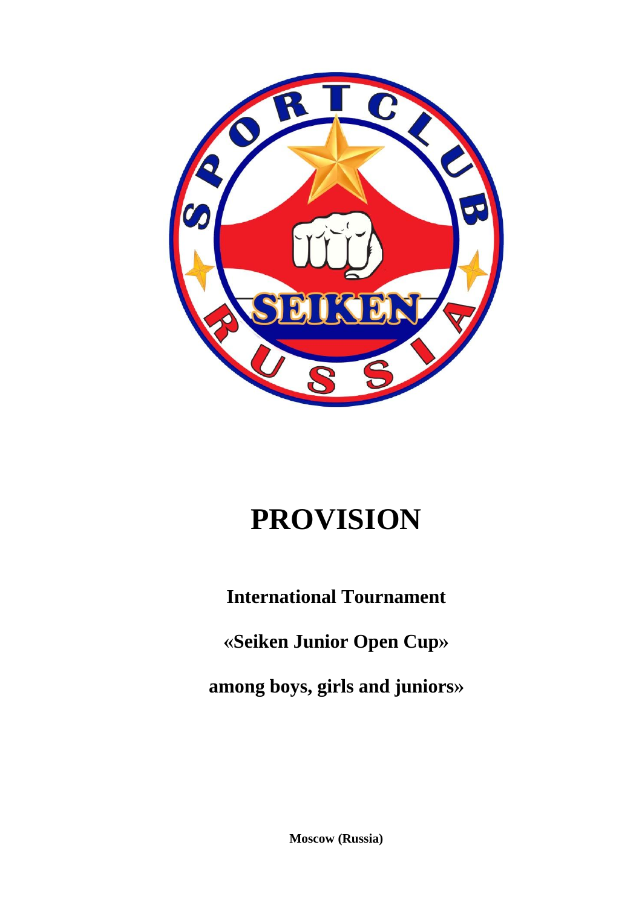# PROVISION

**International Tournament**

**«Seiken Junior Open Cup»**

**among boys, girls and juniors»**

**Moscow (Russia)**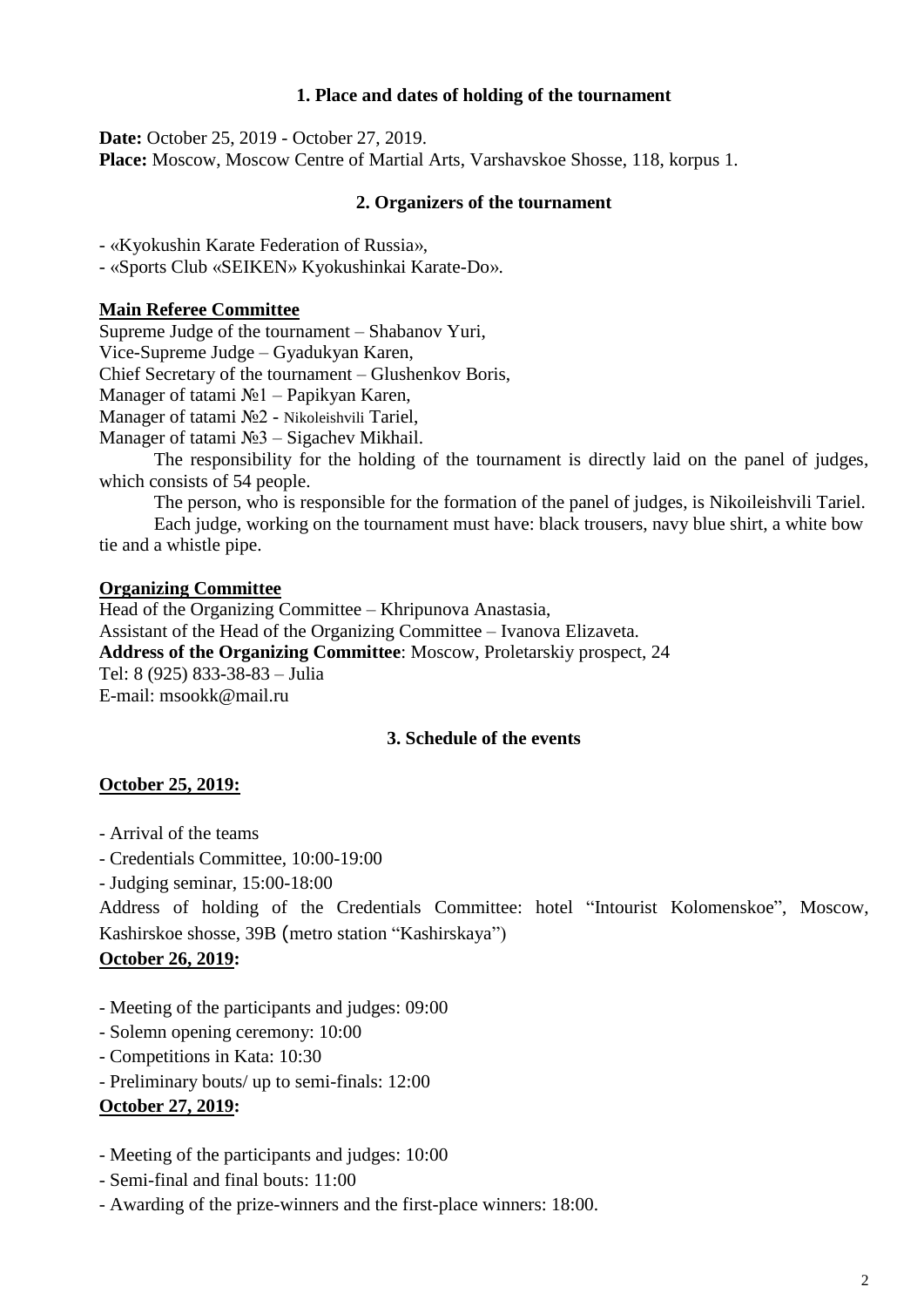## 1. Place and dates of holding of the tournament

**Date:** October 25, 2019 - October 27, 2019.
**Place:** Moscow, Moscow Centre of Martial Arts, Varshavskoe Shosse, 118, korpus 1.

## 2. Organizers of the tournament

- «Kyokushin Karate Federation of Russia»,
- «Sports Club «SEIKEN» Kyokushinkai Karate-Do».

**Main Referee Committee**

Supreme Judge of the tournament – Shabanov Yuri,
Vice-Supreme Judge – Gyadukyan Karen,
Chief Secretary of the tournament – Glushenkov Boris,
Manager of tatami №1 – Papikyan Karen,
Manager of tatami №2 - Nikoleishvili Tariel,
Manager of tatami №3 – Sigachev Mikhail.

The responsibility for the holding of the tournament is directly laid on the panel of judges, which consists of 54 people.

The person, who is responsible for the formation of the panel of judges, is Nikoileishvili Tariel.

Each judge, working on the tournament must have: black trousers, navy blue shirt, a white bow tie and a whistle pipe.

**Organizing Committee**

Head of the Organizing Committee – Khripunova Anastasia,
Assistant of the Head of the Organizing Committee – Ivanova Elizaveta.
**Address of the Organizing Committee**: Moscow, Proletarskiy prospect, 24
Tel: 8 (925) 833-38-83 – Julia
E-mail: msookk@mail.ru

## 3. Schedule of the events

**October 25, 2019:**

- Arrival of the teams
- Credentials Committee, 10:00-19:00
- Judging seminar, 15:00-18:00

Address of holding of the Credentials Committee: hotel "Intourist Kolomenskoe", Moscow, Kashirskoe shosse, 39B (metro station "Kashirskaya")

**October 26, 2019:**

- Meeting of the participants and judges: 09:00
- Solemn opening ceremony: 10:00
- Competitions in Kata: 10:30
- Preliminary bouts/ up to semi-finals: 12:00

**October 27, 2019:**

- Meeting of the participants and judges: 10:00
- Semi-final and final bouts: 11:00
- Awarding of the prize-winners and the first-place winners: 18:00.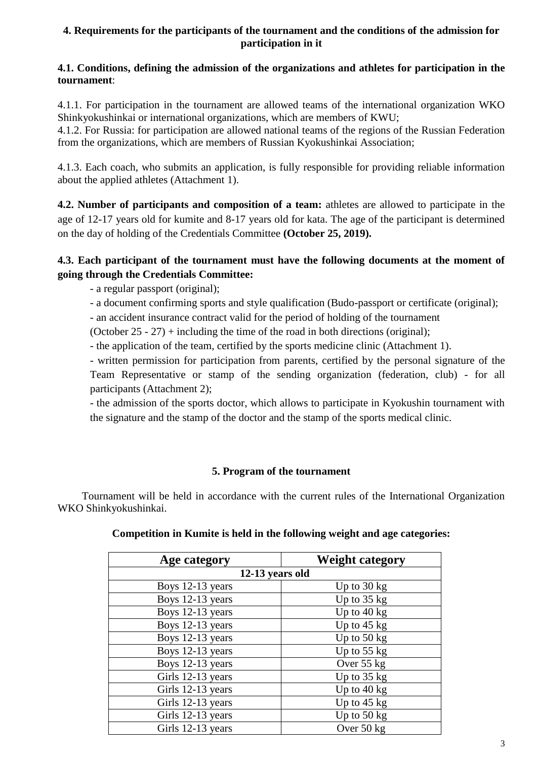## 4. Requirements for the participants of the tournament and the conditions of the admission for participation in it

**4.1. Conditions, defining the admission of the organizations and athletes for participation in the tournament**:

4.1.1. For participation in the tournament are allowed teams of the international organization WKO Shinkyokushinkai or international organizations, which are members of KWU;
4.1.2. For Russia: for participation are allowed national teams of the regions of the Russian Federation from the organizations, which are members of Russian Kyokushinkai Association;

4.1.3. Each coach, who submits an application, is fully responsible for providing reliable information about the applied athletes (Attachment 1).

**4.2. Number of participants and composition of a team:** athletes are allowed to participate in the age of 12-17 years old for kumite and 8-17 years old for kata. The age of the participant is determined on the day of holding of the Credentials Committee **(October 25, 2019).**

**4.3. Each participant of the tournament must have the following documents at the moment of going through the Credentials Committee:**

- a regular passport (original);
- a document confirming sports and style qualification (Budo-passport or certificate (original);
- an accident insurance contract valid for the period of holding of the tournament (October 25 - 27) + including the time of the road in both directions (original);
- the application of the team, certified by the sports medicine clinic (Attachment 1).
- written permission for participation from parents, certified by the personal signature of the Team Representative or stamp of the sending organization (federation, club) - for all participants (Attachment 2);
- the admission of the sports doctor, which allows to participate in Kyokushin tournament with the signature and the stamp of the doctor and the stamp of the sports medical clinic.

## 5. Program of the tournament

Tournament will be held in accordance with the current rules of the International Organization WKO Shinkyokushinkai.

**Competition in Kumite is held in the following weight and age categories:**

| Age category | Weight category |
|---|---|
| **12-13 years old** | |
| Boys 12-13 years | Up to 30 kg |
| Boys 12-13 years | Up to 35 kg |
| Boys 12-13 years | Up to 40 kg |
| Boys 12-13 years | Up to 45 kg |
| Boys 12-13 years | Up to 50 kg |
| Boys 12-13 years | Up to 55 kg |
| Boys 12-13 years | Over 55 kg |
| Girls 12-13 years | Up to 35 kg |
| Girls 12-13 years | Up to 40 kg |
| Girls 12-13 years | Up to 45 kg |
| Girls 12-13 years | Up to 50 kg |
| Girls 12-13 years | Over 50 kg |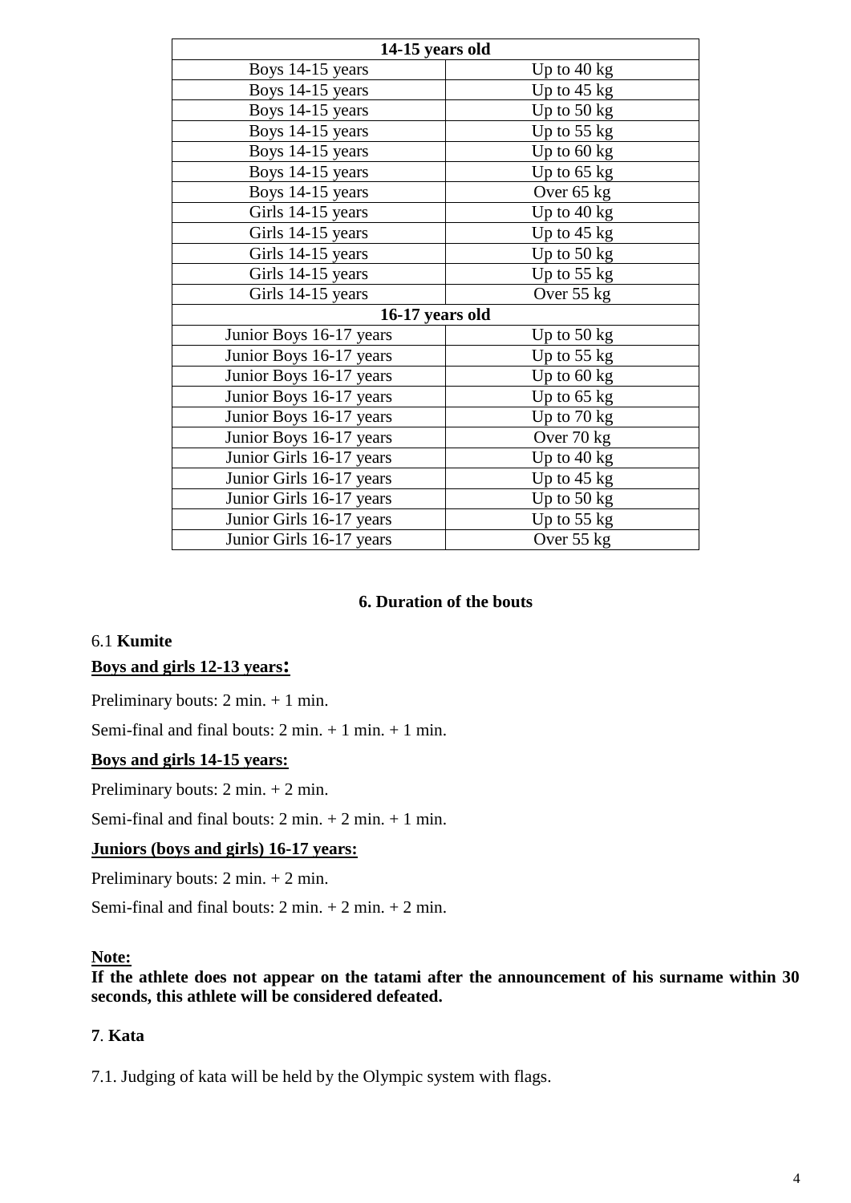| 14-15 years old | |
|---|---|
| Boys 14-15 years | Up to 40 kg |
| Boys 14-15 years | Up to 45 kg |
| Boys 14-15 years | Up to 50 kg |
| Boys 14-15 years | Up to 55 kg |
| Boys 14-15 years | Up to 60 kg |
| Boys 14-15 years | Up to 65 kg |
| Boys 14-15 years | Over 65 kg |
| Girls 14-15 years | Up to 40 kg |
| Girls 14-15 years | Up to 45 kg |
| Girls 14-15 years | Up to 50 kg |
| Girls 14-15 years | Up to 55 kg |
| Girls 14-15 years | Over 55 kg |
| **16-17 years old** | |
| Junior Boys 16-17 years | Up to 50 kg |
| Junior Boys 16-17 years | Up to 55 kg |
| Junior Boys 16-17 years | Up to 60 kg |
| Junior Boys 16-17 years | Up to 65 kg |
| Junior Boys 16-17 years | Up to 70 kg |
| Junior Boys 16-17 years | Over 70 kg |
| Junior Girls 16-17 years | Up to 40 kg |
| Junior Girls 16-17 years | Up to 45 kg |
| Junior Girls 16-17 years | Up to 50 kg |
| Junior Girls 16-17 years | Up to 55 kg |
| Junior Girls 16-17 years | Over 55 kg |

## 6. Duration of the bouts

6.1 **Kumite**

**Boys and girls 12-13 years:**

Preliminary bouts: 2 min. + 1 min.

Semi-final and final bouts: 2 min. + 1 min. + 1 min.

**Boys and girls 14-15 years:**

Preliminary bouts: 2 min. + 2 min.

Semi-final and final bouts: 2 min. + 2 min. + 1 min.

**Juniors (boys and girls) 16-17 years:**

Preliminary bouts: 2 min. + 2 min.

Semi-final and final bouts: 2 min. + 2 min. + 2 min.

**Note:**

**If the athlete does not appear on the tatami after the announcement of his surname within 30 seconds, this athlete will be considered defeated.**

## 7. Kata

7.1. Judging of kata will be held by the Olympic system with flags.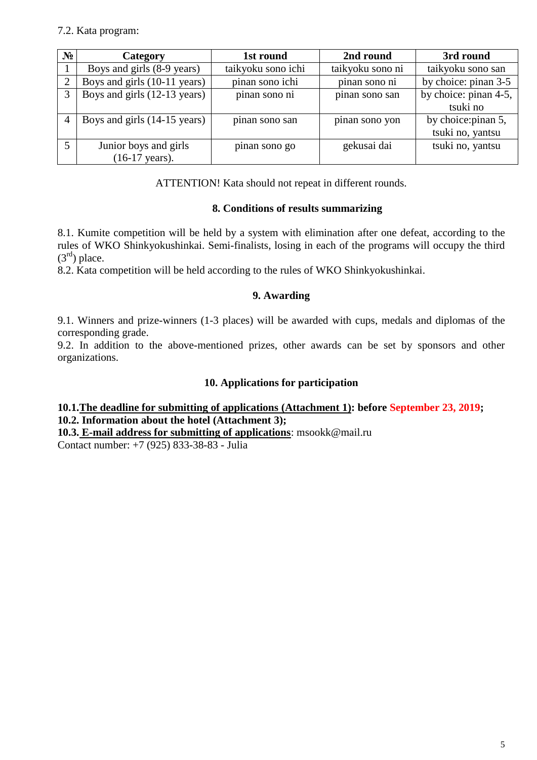7.2. Kata program:

| № | Category | 1st round | 2nd round | 3rd round |
|---|---|---|---|---|
| 1 | Boys and girls (8-9 years) | taikyoku sono ichi | taikyoku sono ni | taikyoku sono san |
| 2 | Boys and girls (10-11 years) | pinan sono ichi | pinan sono ni | by choice: pinan 3-5 |
| 3 | Boys and girls (12-13 years) | pinan sono ni | pinan sono san | by choice: pinan 4-5, tsuki no |
| 4 | Boys and girls (14-15 years) | pinan sono san | pinan sono yon | by choice:pinan 5, tsuki no, yantsu |
| 5 | Junior boys and girls (16-17 years). | pinan sono go | gekusai dai | tsuki no, yantsu |

ATTENTION! Kata should not repeat in different rounds.

## 8. Conditions of results summarizing

8.1. Kumite competition will be held by a system with elimination after one defeat, according to the rules of WKO Shinkyokushinkai. Semi-finalists, losing in each of the programs will occupy the third (3rd) place.
8.2. Kata competition will be held according to the rules of WKO Shinkyokushinkai.

## 9. Awarding

9.1. Winners and prize-winners (1-3 places) will be awarded with cups, medals and diplomas of the corresponding grade.
9.2. In addition to the above-mentioned prizes, other awards can be set by sponsors and other organizations.

## 10. Applications for participation

**10.1.The deadline for submitting of applications (Attachment 1): before September 23, 2019;**
**10.2. Information about the hotel (Attachment 3);**
**10.3. E-mail address for submitting of applications**: msookk@mail.ru
Contact number: +7 (925) 833-38-83 - Julia